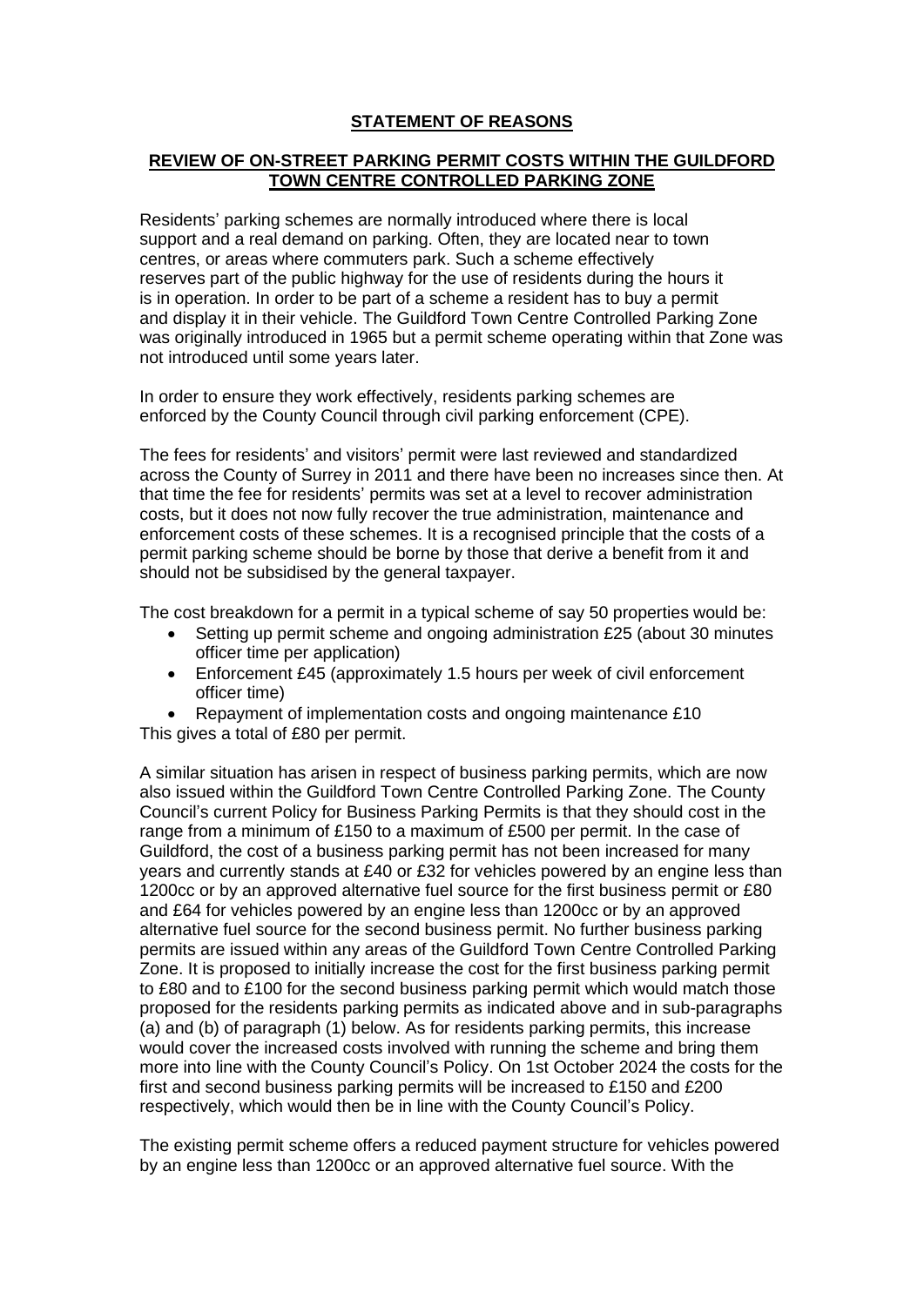# STATEMENT OF REASONS

## REVIEW OF ON-STREET PARKING PERMIT COSTS WITHIN THE GUILDFORD TOWN CENTRE CONTROLLED PARKING ZONE

Residents' parking schemes are normally introduced where there is local support and a real demand on parking. Often, they are located near to town centres, or areas where commuters park. Such a scheme effectively reserves part of the public highway for the use of residents during the hours it is in operation. In order to be part of a scheme a resident has to buy a permit and display it in their vehicle. The Guildford Town Centre Controlled Parking Zone was originally introduced in 1965 but a permit scheme operating within that Zone was not introduced until some years later.

In order to ensure they work effectively, residents parking schemes are enforced by the County Council through civil parking enforcement (CPE).

The fees for residents' and visitors' permit were last reviewed and standardized across the County of Surrey in 2011 and there have been no increases since then. At that time the fee for residents' permits was set at a level to recover administration costs, but it does not now fully recover the true administration, maintenance and enforcement costs of these schemes. It is a recognised principle that the costs of a permit parking scheme should be borne by those that derive a benefit from it and should not be subsidised by the general taxpayer.

The cost breakdown for a permit in a typical scheme of say 50 properties would be:

- Setting up permit scheme and ongoing administration £25 (about 30 minutes officer time per application)
- Enforcement £45 (approximately 1.5 hours per week of civil enforcement officer time)
- Repayment of implementation costs and ongoing maintenance £10

This gives a total of £80 per permit.

A similar situation has arisen in respect of business parking permits, which are now also issued within the Guildford Town Centre Controlled Parking Zone. The County Council's current Policy for Business Parking Permits is that they should cost in the range from a minimum of £150 to a maximum of £500 per permit. In the case of Guildford, the cost of a business parking permit has not been increased for many years and currently stands at £40 or £32 for vehicles powered by an engine less than 1200cc or by an approved alternative fuel source for the first business permit or £80 and £64 for vehicles powered by an engine less than 1200cc or by an approved alternative fuel source for the second business permit. No further business parking permits are issued within any areas of the Guildford Town Centre Controlled Parking Zone. It is proposed to initially increase the cost for the first business parking permit to £80 and to £100 for the second business parking permit which would match those proposed for the residents parking permits as indicated above and in sub-paragraphs (a) and (b) of paragraph (1) below. As for residents parking permits, this increase would cover the increased costs involved with running the scheme and bring them more into line with the County Council's Policy. On 1st October 2024 the costs for the first and second business parking permits will be increased to £150 and £200 respectively, which would then be in line with the County Council's Policy.

The existing permit scheme offers a reduced payment structure for vehicles powered by an engine less than 1200cc or an approved alternative fuel source. With the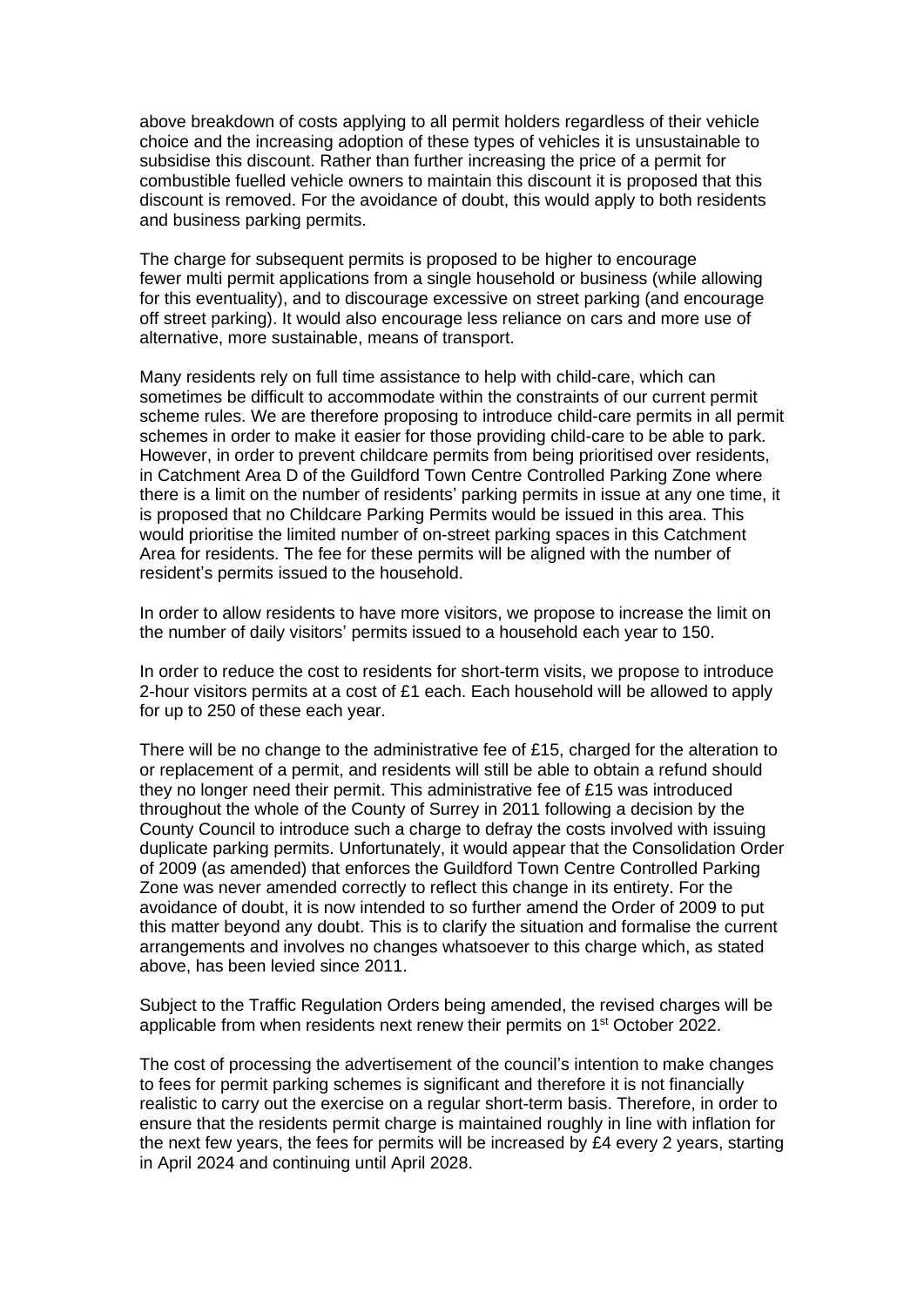above breakdown of costs applying to all permit holders regardless of their vehicle choice and the increasing adoption of these types of vehicles it is unsustainable to subsidise this discount. Rather than further increasing the price of a permit for combustible fuelled vehicle owners to maintain this discount it is proposed that this discount is removed. For the avoidance of doubt, this would apply to both residents and business parking permits.

The charge for subsequent permits is proposed to be higher to encourage fewer multi permit applications from a single household or business (while allowing for this eventuality), and to discourage excessive on street parking (and encourage off street parking). It would also encourage less reliance on cars and more use of alternative, more sustainable, means of transport.

Many residents rely on full time assistance to help with child-care, which can sometimes be difficult to accommodate within the constraints of our current permit scheme rules. We are therefore proposing to introduce child-care permits in all permit schemes in order to make it easier for those providing child-care to be able to park. However, in order to prevent childcare permits from being prioritised over residents, in Catchment Area D of the Guildford Town Centre Controlled Parking Zone where there is a limit on the number of residents' parking permits in issue at any one time, it is proposed that no Childcare Parking Permits would be issued in this area. This would prioritise the limited number of on-street parking spaces in this Catchment Area for residents. The fee for these permits will be aligned with the number of resident's permits issued to the household.

In order to allow residents to have more visitors, we propose to increase the limit on the number of daily visitors' permits issued to a household each year to 150.

In order to reduce the cost to residents for short-term visits, we propose to introduce 2-hour visitors permits at a cost of £1 each. Each household will be allowed to apply for up to 250 of these each year.

There will be no change to the administrative fee of £15, charged for the alteration to or replacement of a permit, and residents will still be able to obtain a refund should they no longer need their permit. This administrative fee of £15 was introduced throughout the whole of the County of Surrey in 2011 following a decision by the County Council to introduce such a charge to defray the costs involved with issuing duplicate parking permits. Unfortunately, it would appear that the Consolidation Order of 2009 (as amended) that enforces the Guildford Town Centre Controlled Parking Zone was never amended correctly to reflect this change in its entirety. For the avoidance of doubt, it is now intended to so further amend the Order of 2009 to put this matter beyond any doubt. This is to clarify the situation and formalise the current arrangements and involves no changes whatsoever to this charge which, as stated above, has been levied since 2011.

Subject to the Traffic Regulation Orders being amended, the revised charges will be applicable from when residents next renew their permits on 1st October 2022.

The cost of processing the advertisement of the council's intention to make changes to fees for permit parking schemes is significant and therefore it is not financially realistic to carry out the exercise on a regular short-term basis. Therefore, in order to ensure that the residents permit charge is maintained roughly in line with inflation for the next few years, the fees for permits will be increased by £4 every 2 years, starting in April 2024 and continuing until April 2028.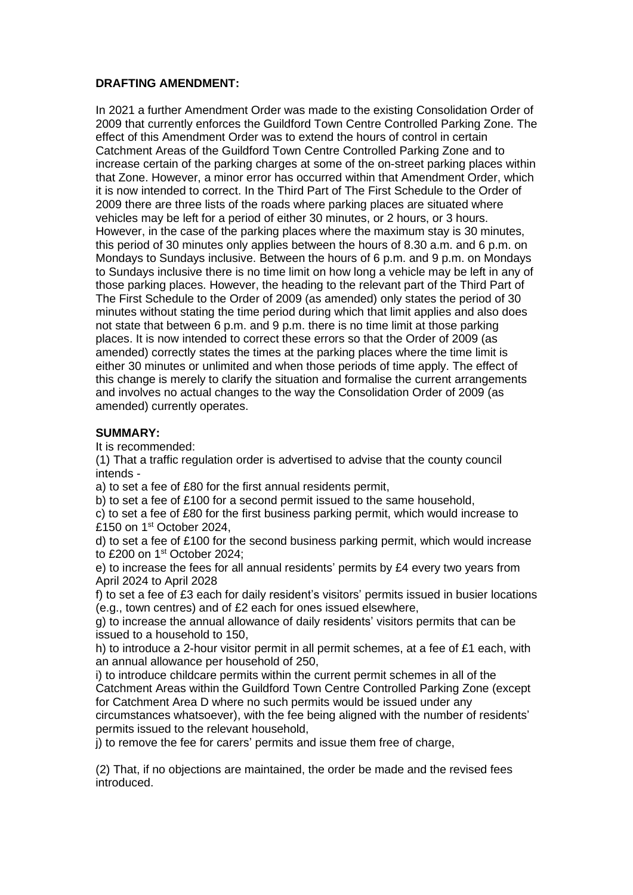**DRAFTING AMENDMENT:**

In 2021 a further Amendment Order was made to the existing Consolidation Order of 2009 that currently enforces the Guildford Town Centre Controlled Parking Zone. The effect of this Amendment Order was to extend the hours of control in certain Catchment Areas of the Guildford Town Centre Controlled Parking Zone and to increase certain of the parking charges at some of the on-street parking places within that Zone. However, a minor error has occurred within that Amendment Order, which it is now intended to correct. In the Third Part of The First Schedule to the Order of 2009 there are three lists of the roads where parking places are situated where vehicles may be left for a period of either 30 minutes, or 2 hours, or 3 hours. However, in the case of the parking places where the maximum stay is 30 minutes, this period of 30 minutes only applies between the hours of 8.30 a.m. and 6 p.m. on Mondays to Sundays inclusive. Between the hours of 6 p.m. and 9 p.m. on Mondays to Sundays inclusive there is no time limit on how long a vehicle may be left in any of those parking places. However, the heading to the relevant part of the Third Part of The First Schedule to the Order of 2009 (as amended) only states the period of 30 minutes without stating the time period during which that limit applies and also does not state that between 6 p.m. and 9 p.m. there is no time limit at those parking places. It is now intended to correct these errors so that the Order of 2009 (as amended) correctly states the times at the parking places where the time limit is either 30 minutes or unlimited and when those periods of time apply. The effect of this change is merely to clarify the situation and formalise the current arrangements and involves no actual changes to the way the Consolidation Order of 2009 (as amended) currently operates.

**SUMMARY:**

It is recommended:

(1) That a traffic regulation order is advertised to advise that the county council intends -

a) to set a fee of £80 for the first annual residents permit,

b) to set a fee of £100 for a second permit issued to the same household,

c) to set a fee of £80 for the first business parking permit, which would increase to £150 on 1st October 2024,

d) to set a fee of £100 for the second business parking permit, which would increase to £200 on 1st October 2024;

e) to increase the fees for all annual residents' permits by £4 every two years from April 2024 to April 2028

f) to set a fee of £3 each for daily resident's visitors' permits issued in busier locations (e.g., town centres) and of £2 each for ones issued elsewhere,

g) to increase the annual allowance of daily residents' visitors permits that can be issued to a household to 150,

h) to introduce a 2-hour visitor permit in all permit schemes, at a fee of £1 each, with an annual allowance per household of 250,

i) to introduce childcare permits within the current permit schemes in all of the Catchment Areas within the Guildford Town Centre Controlled Parking Zone (except for Catchment Area D where no such permits would be issued under any circumstances whatsoever), with the fee being aligned with the number of residents' permits issued to the relevant household,

j) to remove the fee for carers' permits and issue them free of charge,

(2) That, if no objections are maintained, the order be made and the revised fees introduced.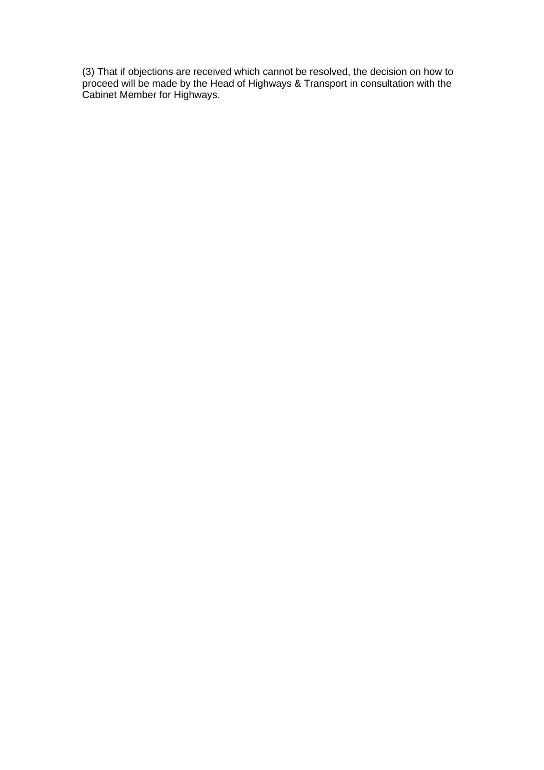(3) That if objections are received which cannot be resolved, the decision on how to proceed will be made by the Head of Highways & Transport in consultation with the Cabinet Member for Highways.